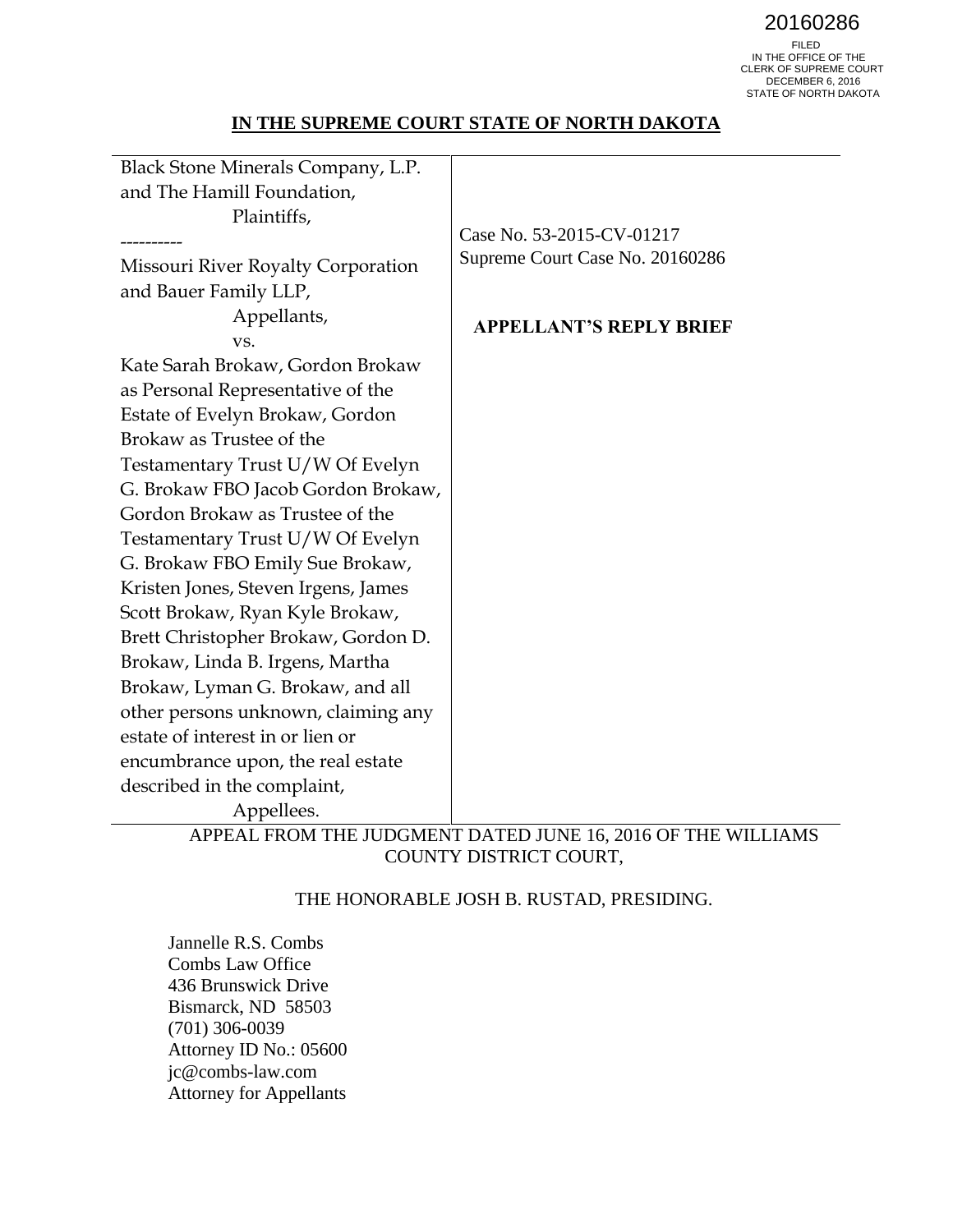20160286

FILED
IN THE OFFICE OF THE
CLERK OF SUPREME COURT
DECEMBER 6, 2016
STATE OF NORTH DAKOTA

**IN THE SUPREME COURT STATE OF NORTH DAKOTA**

| | |
|---|---|
| Black Stone Minerals Company, L.P. and The Hamill Foundation,<br>Plaintiffs,<br>----------<br>Missouri River Royalty Corporation and Bauer Family LLP,<br>Appellants,<br>vs.<br>Kate Sarah Brokaw, Gordon Brokaw as Personal Representative of the Estate of Evelyn Brokaw, Gordon Brokaw as Trustee of the Testamentary Trust U/W Of Evelyn G. Brokaw FBO Jacob Gordon Brokaw, Gordon Brokaw as Trustee of the Testamentary Trust U/W Of Evelyn G. Brokaw FBO Emily Sue Brokaw, Kristen Jones, Steven Irgens, James Scott Brokaw, Ryan Kyle Brokaw, Brett Christopher Brokaw, Gordon D. Brokaw, Linda B. Irgens, Martha Brokaw, Lyman G. Brokaw, and all other persons unknown, claiming any estate of interest in or lien or encumbrance upon, the real estate described in the complaint,<br>Appellees. | Case No. 53-2015-CV-01217<br>Supreme Court Case No. 20160286<br><br>**APPELLANT'S REPLY BRIEF** |

APPEAL FROM THE JUDGMENT DATED JUNE 16, 2016 OF THE WILLIAMS COUNTY DISTRICT COURT,

THE HONORABLE JOSH B. RUSTAD, PRESIDING.

Jannelle R.S. Combs
Combs Law Office
436 Brunswick Drive
Bismarck, ND 58503
(701) 306-0039
Attorney ID No.: 05600
jc@combs-law.com
Attorney for Appellants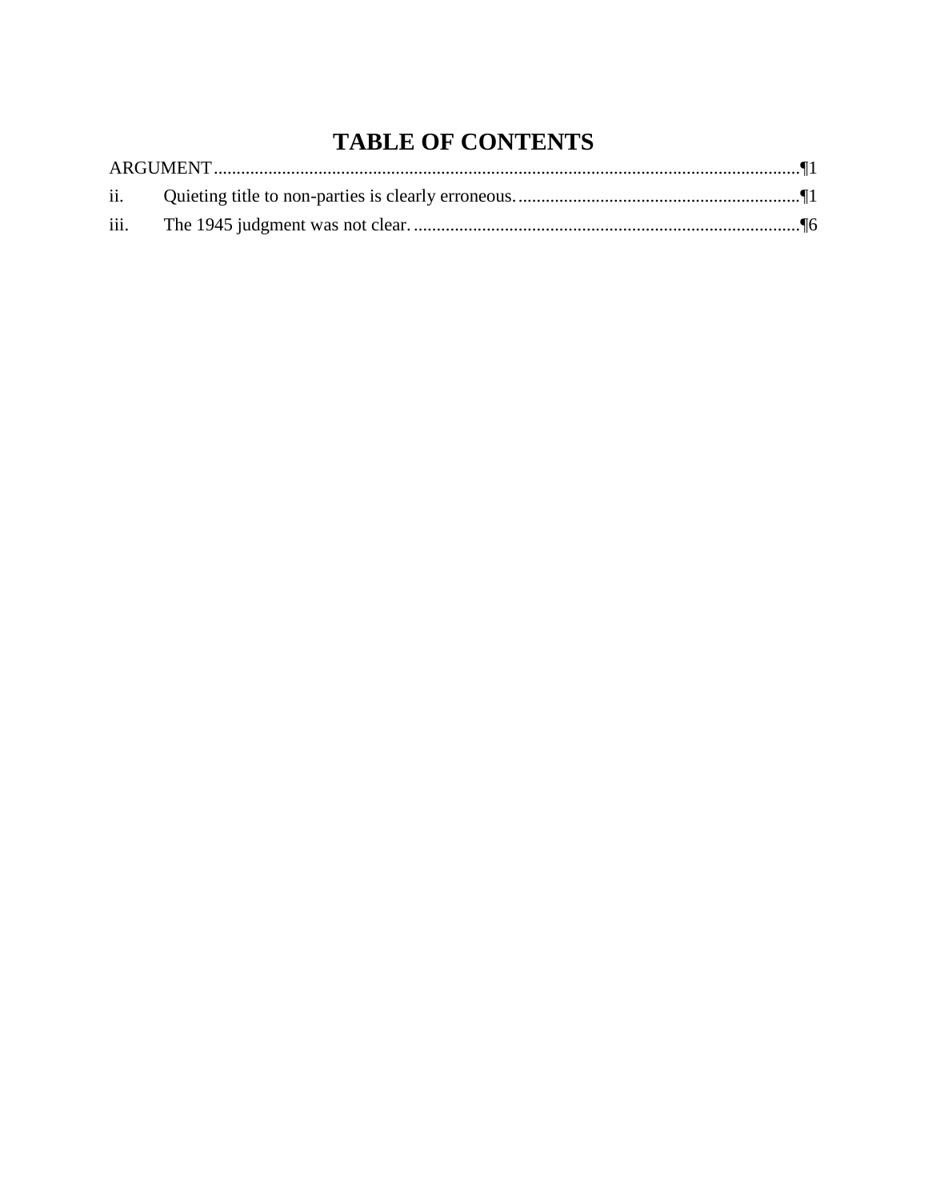# TABLE OF CONTENTS

ARGUMENT ........................................................................................................................ ¶1

ii. Quieting title to non-parties is clearly erroneous. ............................................................. ¶1

iii. The 1945 judgment was not clear. ..................................................................................... ¶6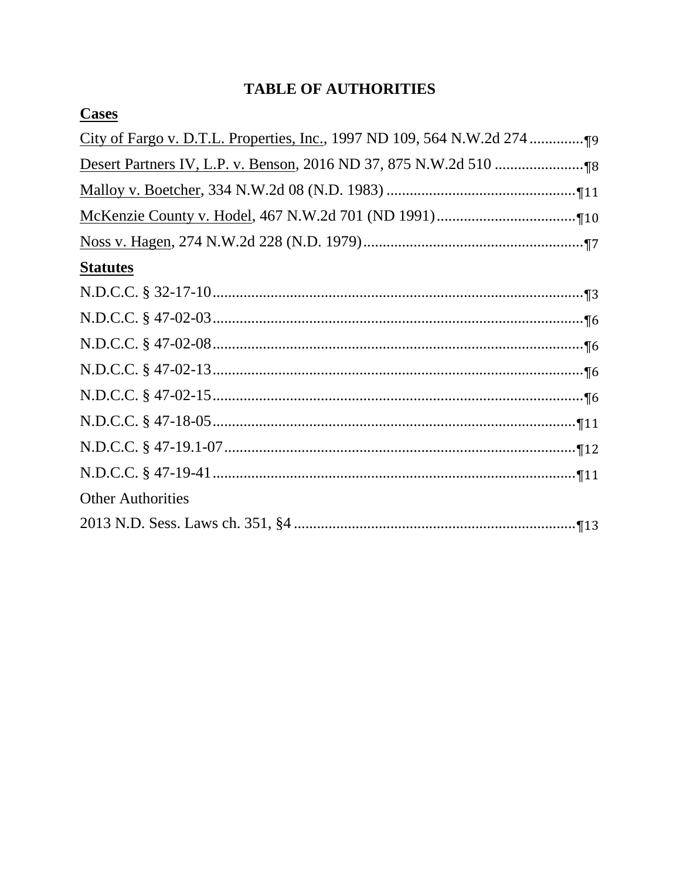# TABLE OF AUTHORITIES

**Cases**

City of Fargo v. D.T.L. Properties, Inc., 1997 ND 109, 564 N.W.2d 274 .............¶9

Desert Partners IV, L.P. v. Benson, 2016 ND 37, 875 N.W.2d 510 .......................¶8

Malloy v. Boetcher, 334 N.W.2d 08 (N.D. 1983) .................................................¶11

McKenzie County v. Hodel, 467 N.W.2d 701 (ND 1991)....................................¶10

Noss v. Hagen, 274 N.W.2d 228 (N.D. 1979).........................................................¶7

**Statutes**

N.D.C.C. § 32-17-10.................................................................................................¶3

N.D.C.C. § 47-02-03.................................................................................................¶6

N.D.C.C. § 47-02-08.................................................................................................¶6

N.D.C.C. § 47-02-13.................................................................................................¶6

N.D.C.C. § 47-02-15.................................................................................................¶6

N.D.C.C. § 47-18-05...............................................................................................¶11

N.D.C.C. § 47-19.1-07............................................................................................¶12

N.D.C.C. § 47-19-41...............................................................................................¶11

Other Authorities

2013 N.D. Sess. Laws ch. 351, §4 .........................................................................¶13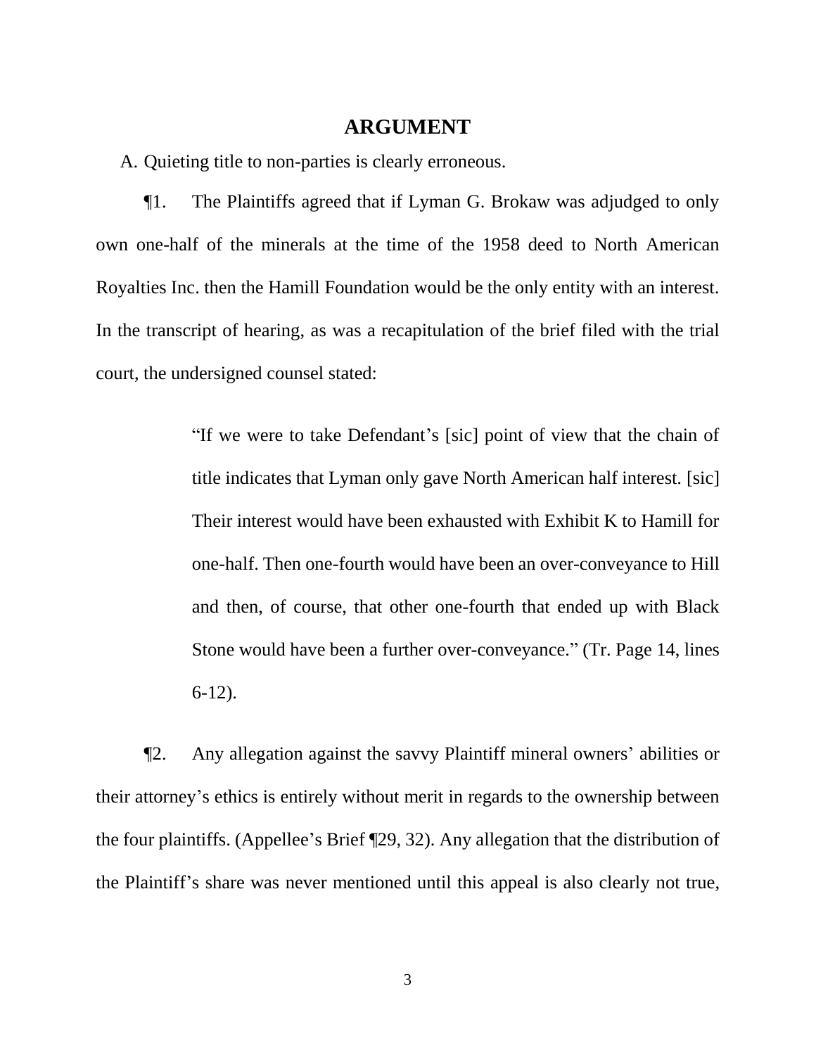## ARGUMENT

A. Quieting title to non-parties is clearly erroneous.

¶1. The Plaintiffs agreed that if Lyman G. Brokaw was adjudged to only own one-half of the minerals at the time of the 1958 deed to North American Royalties Inc. then the Hamill Foundation would be the only entity with an interest. In the transcript of hearing, as was a recapitulation of the brief filed with the trial court, the undersigned counsel stated:

> "If we were to take Defendant's [sic] point of view that the chain of title indicates that Lyman only gave North American half interest. [sic] Their interest would have been exhausted with Exhibit K to Hamill for one-half. Then one-fourth would have been an over-conveyance to Hill and then, of course, that other one-fourth that ended up with Black Stone would have been a further over-conveyance." (Tr. Page 14, lines 6-12).

¶2. Any allegation against the savvy Plaintiff mineral owners' abilities or their attorney's ethics is entirely without merit in regards to the ownership between the four plaintiffs. (Appellee's Brief ¶29, 32). Any allegation that the distribution of the Plaintiff's share was never mentioned until this appeal is also clearly not true,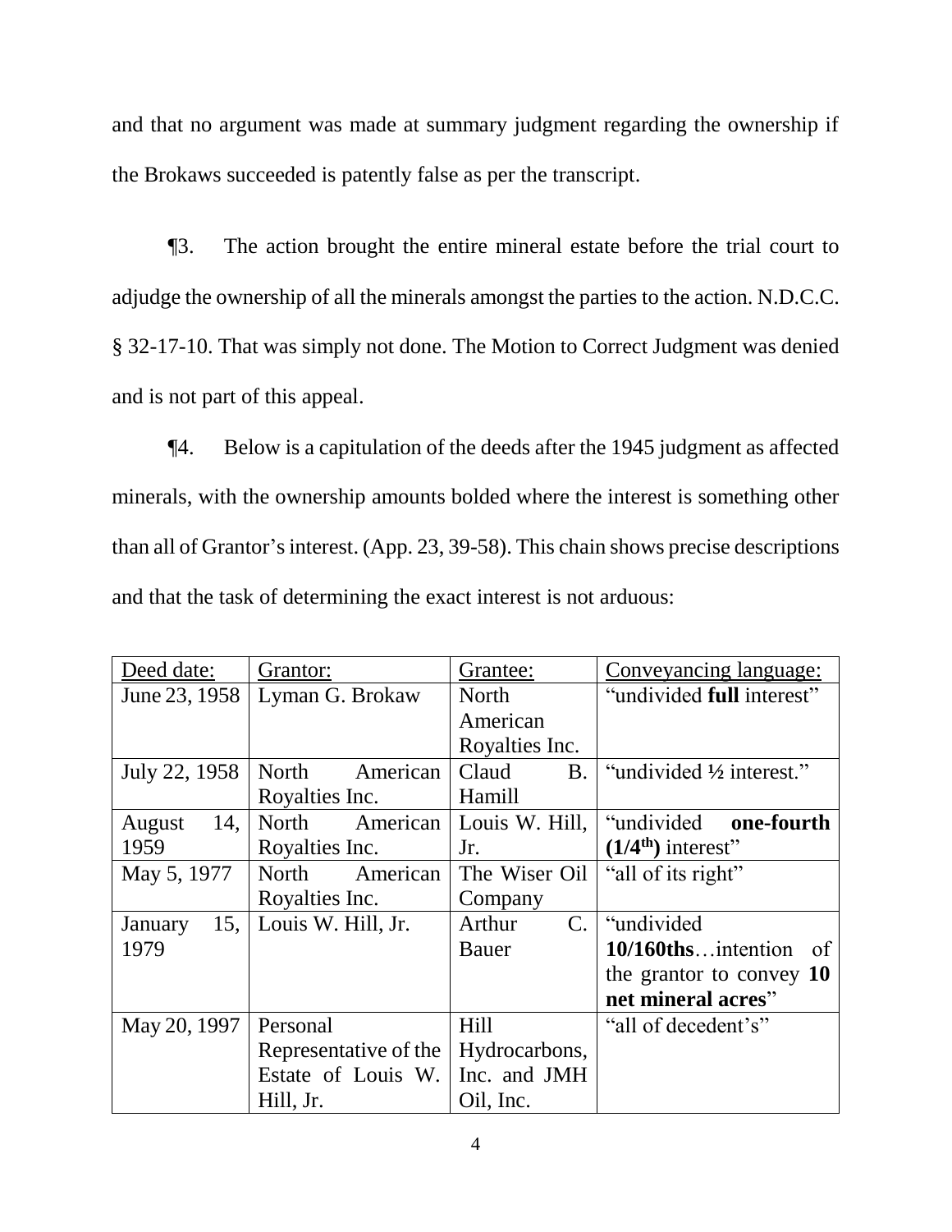and that no argument was made at summary judgment regarding the ownership if the Brokaws succeeded is patently false as per the transcript.

¶3. The action brought the entire mineral estate before the trial court to adjudge the ownership of all the minerals amongst the parties to the action. N.D.C.C. § 32-17-10. That was simply not done. The Motion to Correct Judgment was denied and is not part of this appeal.

¶4. Below is a capitulation of the deeds after the 1945 judgment as affected minerals, with the ownership amounts bolded where the interest is something other than all of Grantor's interest. (App. 23, 39-58). This chain shows precise descriptions and that the task of determining the exact interest is not arduous:

| Deed date: | Grantor: | Grantee: | Conveyancing language: |
|---|---|---|---|
| June 23, 1958 | Lyman G. Brokaw | North American Royalties Inc. | "undivided **full** interest" |
| July 22, 1958 | North American Royalties Inc. | Claud B. Hamill | "undivided ½ interest." |
| August 14, 1959 | North American Royalties Inc. | Louis W. Hill, Jr. | "undivided **one-fourth (1/4th)** interest" |
| May 5, 1977 | North American Royalties Inc. | The Wiser Oil Company | "all of its right" |
| January 15, 1979 | Louis W. Hill, Jr. | Arthur C. Bauer | "undivided **10/160ths**…intention of the grantor to convey **10 net mineral acres**" |
| May 20, 1997 | Personal Representative of the Estate of Louis W. Hill, Jr. | Hill Hydrocarbons, Inc. and JMH Oil, Inc. | "all of decedent's" |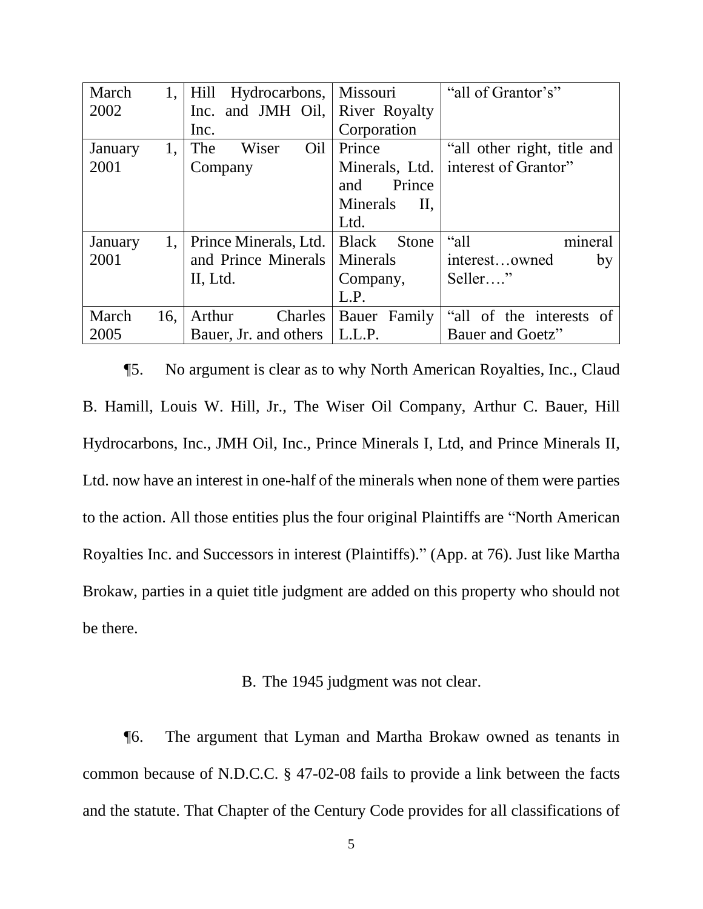| March 1, 2002 | Hill Hydrocarbons, Inc. and JMH Oil, Inc. | Missouri River Royalty Corporation | "all of Grantor's" |
|---|---|---|---|
| January 1, 2001 | The Wiser Oil Company | Prince Minerals, Ltd. and Prince Minerals II, Ltd. | "all other right, title and interest of Grantor" |
| January 1, 2001 | Prince Minerals, Ltd. and Prince Minerals II, Ltd. | Black Stone Minerals Company, L.P. | "all mineral interest…owned by Seller…." |
| March 16, 2005 | Arthur Charles Bauer, Jr. and others | Bauer Family L.L.P. | "all of the interests of Bauer and Goetz" |

¶5. No argument is clear as to why North American Royalties, Inc., Claud B. Hamill, Louis W. Hill, Jr., The Wiser Oil Company, Arthur C. Bauer, Hill Hydrocarbons, Inc., JMH Oil, Inc., Prince Minerals I, Ltd, and Prince Minerals II, Ltd. now have an interest in one-half of the minerals when none of them were parties to the action. All those entities plus the four original Plaintiffs are "North American Royalties Inc. and Successors in interest (Plaintiffs)." (App. at 76). Just like Martha Brokaw, parties in a quiet title judgment are added on this property who should not be there.

### B. The 1945 judgment was not clear.

¶6. The argument that Lyman and Martha Brokaw owned as tenants in common because of N.D.C.C. § 47-02-08 fails to provide a link between the facts and the statute. That Chapter of the Century Code provides for all classifications of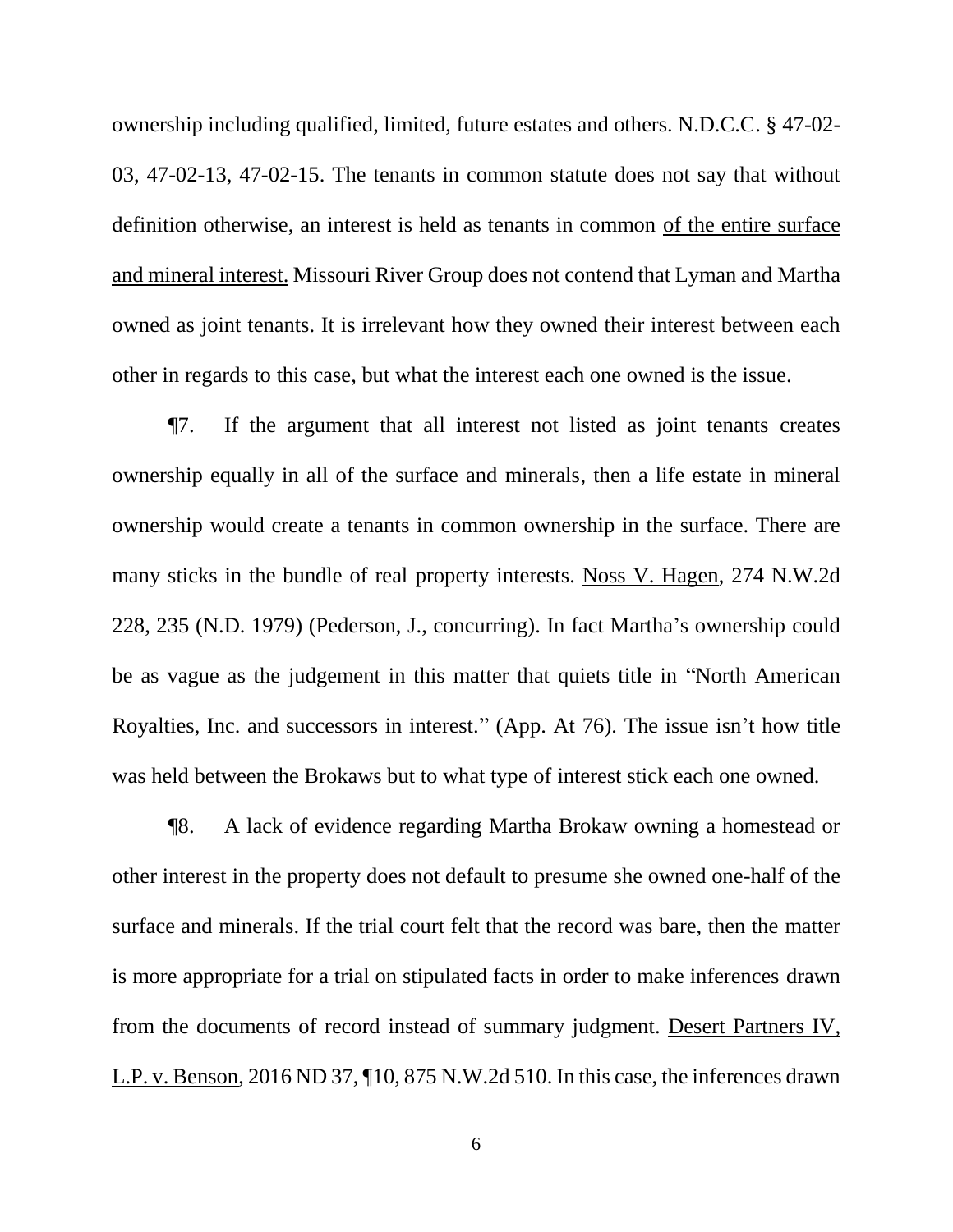ownership including qualified, limited, future estates and others. N.D.C.C. § 47-02-03, 47-02-13, 47-02-15. The tenants in common statute does not say that without definition otherwise, an interest is held as tenants in common <u>of the entire surface and mineral interest.</u> Missouri River Group does not contend that Lyman and Martha owned as joint tenants. It is irrelevant how they owned their interest between each other in regards to this case, but what the interest each one owned is the issue.

¶7. If the argument that all interest not listed as joint tenants creates ownership equally in all of the surface and minerals, then a life estate in mineral ownership would create a tenants in common ownership in the surface. There are many sticks in the bundle of real property interests. <u>Noss V. Hagen</u>, 274 N.W.2d 228, 235 (N.D. 1979) (Pederson, J., concurring). In fact Martha's ownership could be as vague as the judgement in this matter that quiets title in "North American Royalties, Inc. and successors in interest." (App. At 76). The issue isn't how title was held between the Brokaws but to what type of interest stick each one owned.

¶8. A lack of evidence regarding Martha Brokaw owning a homestead or other interest in the property does not default to presume she owned one-half of the surface and minerals. If the trial court felt that the record was bare, then the matter is more appropriate for a trial on stipulated facts in order to make inferences drawn from the documents of record instead of summary judgment. <u>Desert Partners IV, L.P. v. Benson</u>, 2016 ND 37, ¶10, 875 N.W.2d 510. In this case, the inferences drawn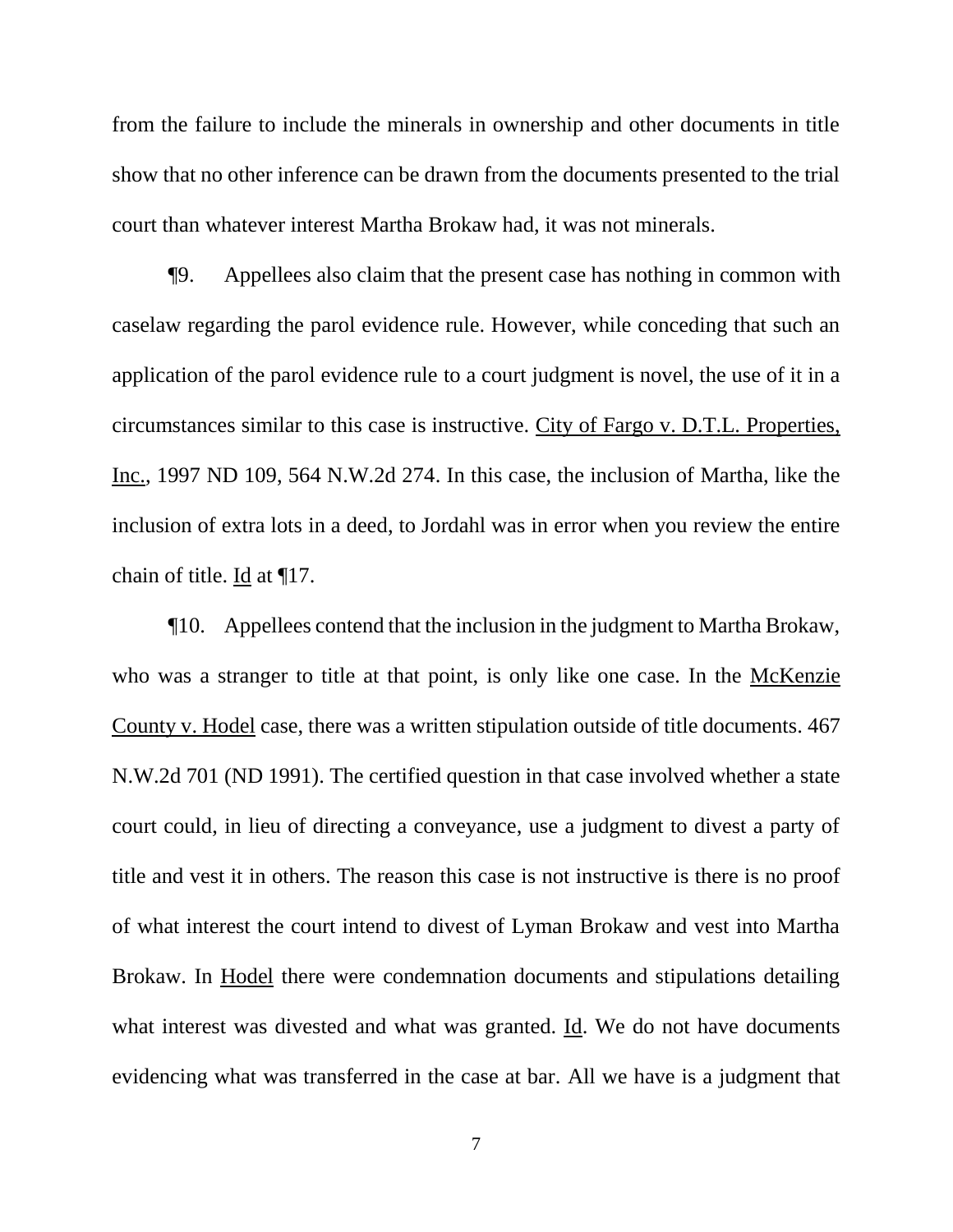from the failure to include the minerals in ownership and other documents in title show that no other inference can be drawn from the documents presented to the trial court than whatever interest Martha Brokaw had, it was not minerals.

¶9. Appellees also claim that the present case has nothing in common with caselaw regarding the parol evidence rule. However, while conceding that such an application of the parol evidence rule to a court judgment is novel, the use of it in a circumstances similar to this case is instructive. City of Fargo v. D.T.L. Properties, Inc., 1997 ND 109, 564 N.W.2d 274. In this case, the inclusion of Martha, like the inclusion of extra lots in a deed, to Jordahl was in error when you review the entire chain of title. Id at ¶17.

¶10. Appellees contend that the inclusion in the judgment to Martha Brokaw, who was a stranger to title at that point, is only like one case. In the McKenzie County v. Hodel case, there was a written stipulation outside of title documents. 467 N.W.2d 701 (ND 1991). The certified question in that case involved whether a state court could, in lieu of directing a conveyance, use a judgment to divest a party of title and vest it in others. The reason this case is not instructive is there is no proof of what interest the court intend to divest of Lyman Brokaw and vest into Martha Brokaw. In Hodel there were condemnation documents and stipulations detailing what interest was divested and what was granted. Id. We do not have documents evidencing what was transferred in the case at bar. All we have is a judgment that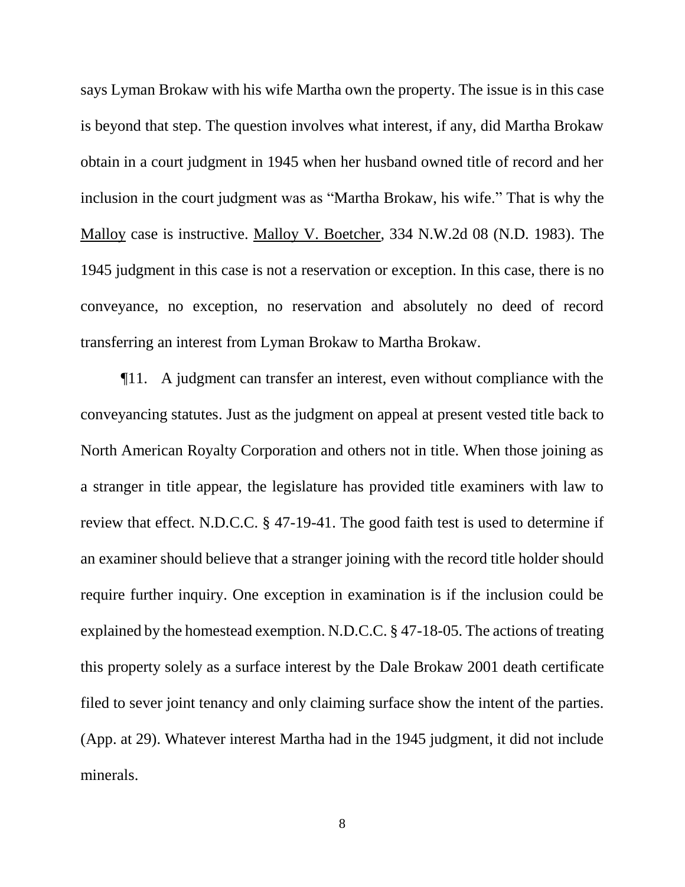says Lyman Brokaw with his wife Martha own the property. The issue is in this case is beyond that step. The question involves what interest, if any, did Martha Brokaw obtain in a court judgment in 1945 when her husband owned title of record and her inclusion in the court judgment was as "Martha Brokaw, his wife." That is why the Malloy case is instructive. Malloy V. Boetcher, 334 N.W.2d 08 (N.D. 1983). The 1945 judgment in this case is not a reservation or exception. In this case, there is no conveyance, no exception, no reservation and absolutely no deed of record transferring an interest from Lyman Brokaw to Martha Brokaw.

¶11. A judgment can transfer an interest, even without compliance with the conveyancing statutes. Just as the judgment on appeal at present vested title back to North American Royalty Corporation and others not in title. When those joining as a stranger in title appear, the legislature has provided title examiners with law to review that effect. N.D.C.C. § 47-19-41. The good faith test is used to determine if an examiner should believe that a stranger joining with the record title holder should require further inquiry. One exception in examination is if the inclusion could be explained by the homestead exemption. N.D.C.C. § 47-18-05. The actions of treating this property solely as a surface interest by the Dale Brokaw 2001 death certificate filed to sever joint tenancy and only claiming surface show the intent of the parties. (App. at 29). Whatever interest Martha had in the 1945 judgment, it did not include minerals.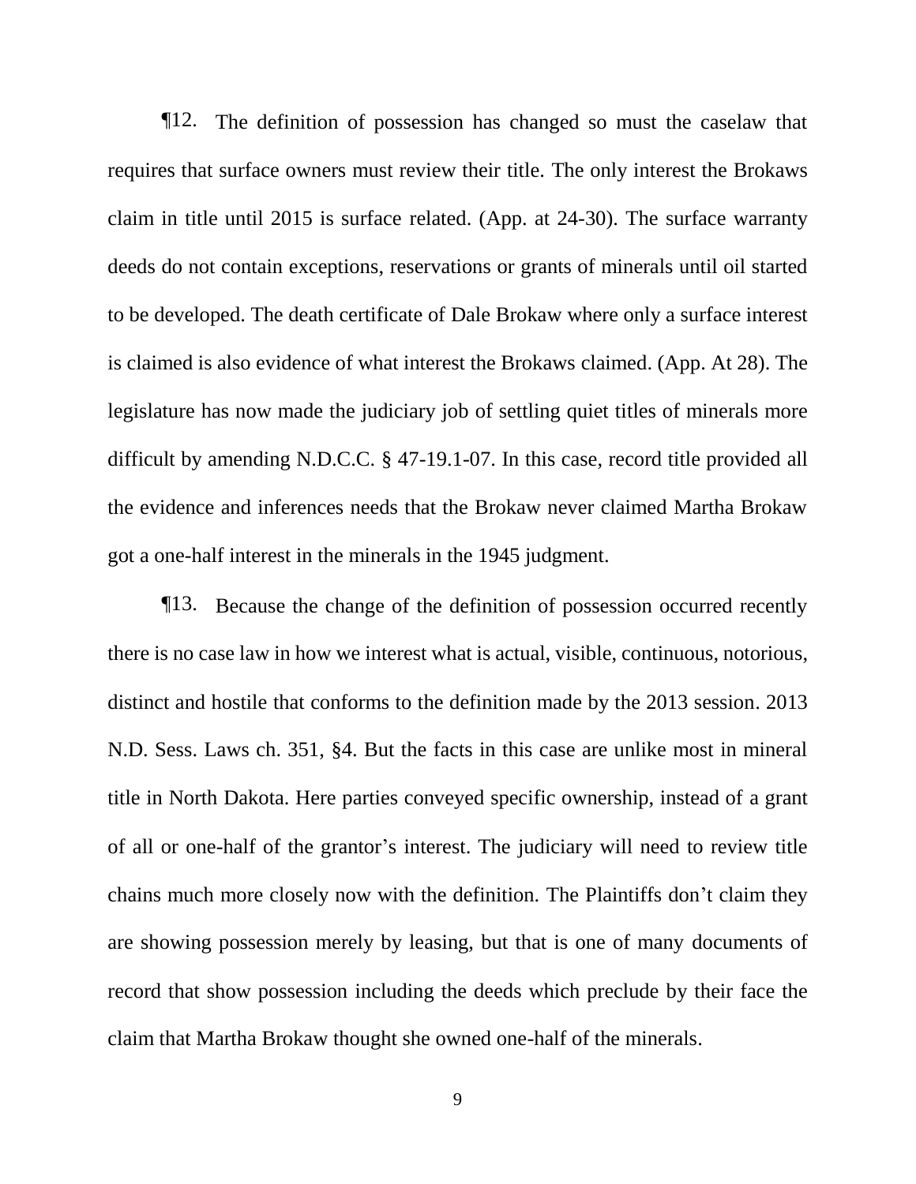¶12. The definition of possession has changed so must the caselaw that requires that surface owners must review their title. The only interest the Brokaws claim in title until 2015 is surface related. (App. at 24-30). The surface warranty deeds do not contain exceptions, reservations or grants of minerals until oil started to be developed. The death certificate of Dale Brokaw where only a surface interest is claimed is also evidence of what interest the Brokaws claimed. (App. At 28). The legislature has now made the judiciary job of settling quiet titles of minerals more difficult by amending N.D.C.C. § 47-19.1-07. In this case, record title provided all the evidence and inferences needs that the Brokaw never claimed Martha Brokaw got a one-half interest in the minerals in the 1945 judgment.

¶13. Because the change of the definition of possession occurred recently there is no case law in how we interest what is actual, visible, continuous, notorious, distinct and hostile that conforms to the definition made by the 2013 session. 2013 N.D. Sess. Laws ch. 351, §4. But the facts in this case are unlike most in mineral title in North Dakota. Here parties conveyed specific ownership, instead of a grant of all or one-half of the grantor's interest. The judiciary will need to review title chains much more closely now with the definition. The Plaintiffs don't claim they are showing possession merely by leasing, but that is one of many documents of record that show possession including the deeds which preclude by their face the claim that Martha Brokaw thought she owned one-half of the minerals.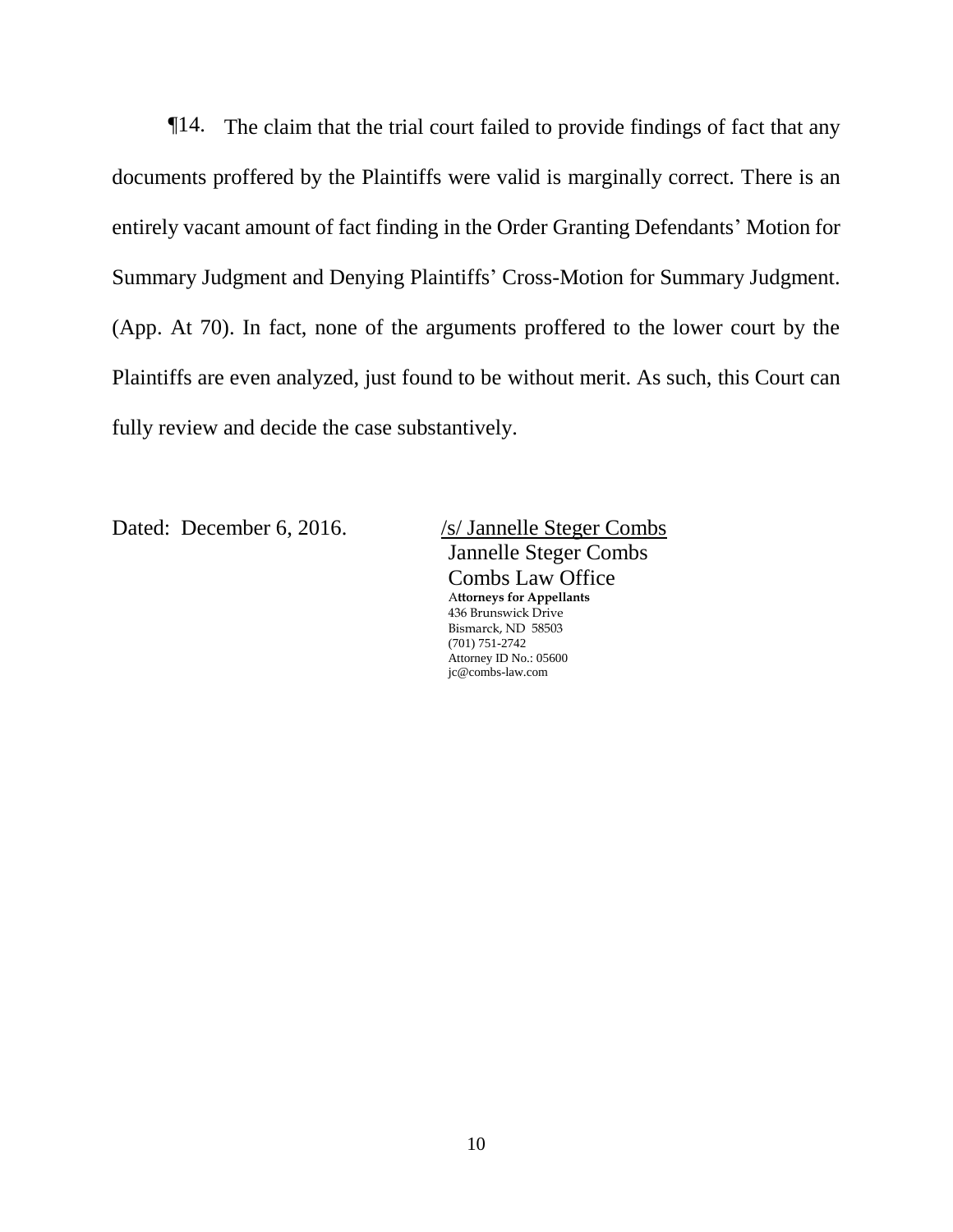¶14. The claim that the trial court failed to provide findings of fact that any documents proffered by the Plaintiffs were valid is marginally correct. There is an entirely vacant amount of fact finding in the Order Granting Defendants' Motion for Summary Judgment and Denying Plaintiffs' Cross-Motion for Summary Judgment. (App. At 70). In fact, none of the arguments proffered to the lower court by the Plaintiffs are even analyzed, just found to be without merit. As such, this Court can fully review and decide the case substantively.

Dated: December 6, 2016.

/s/ Jannelle Steger Combs
Jannelle Steger Combs
Combs Law Office
**Attorneys for Appellants**
436 Brunswick Drive
Bismarck, ND 58503
(701) 751-2742
Attorney ID No.: 05600
jc@combs-law.com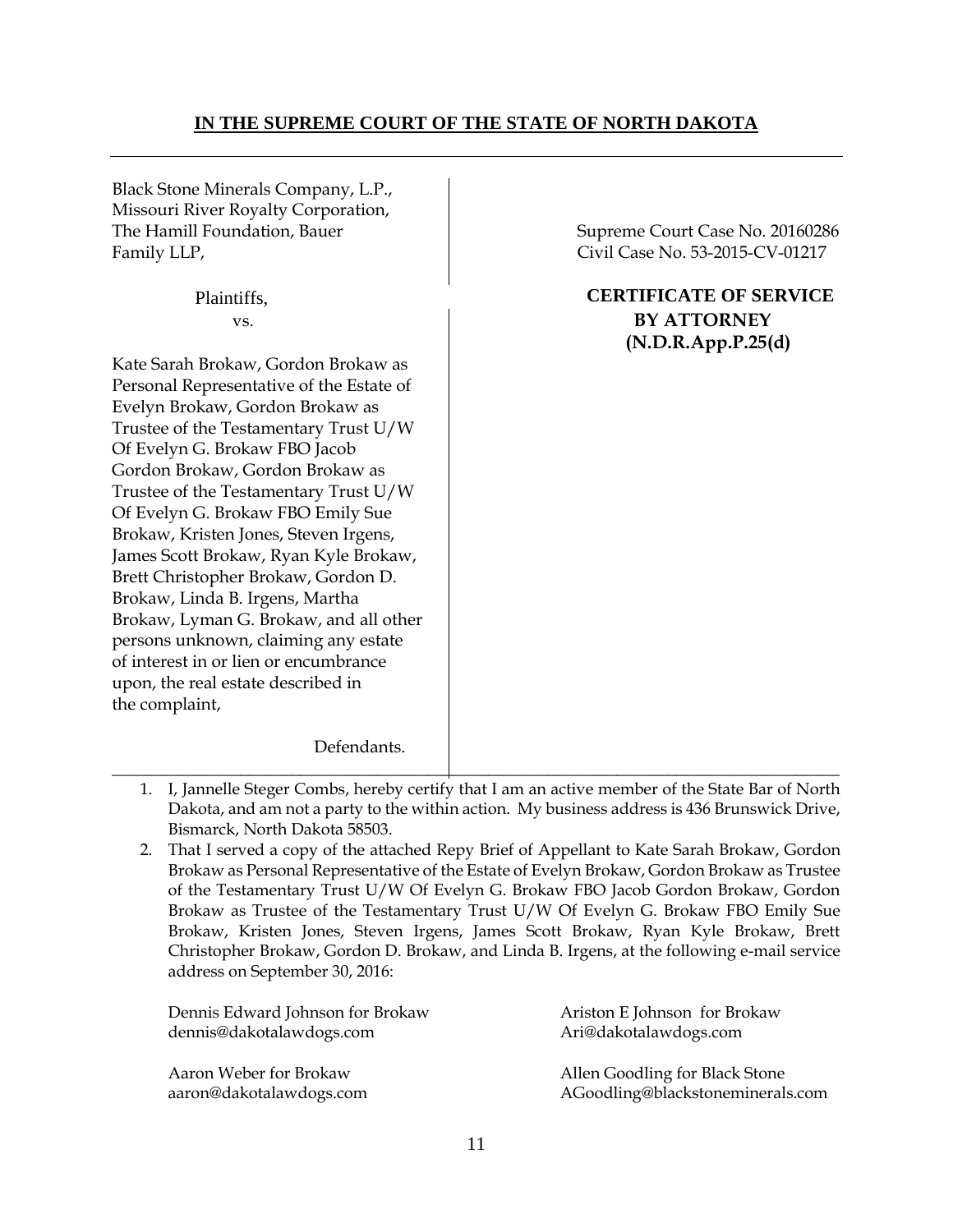**IN THE SUPREME COURT OF THE STATE OF NORTH DAKOTA**

---

| | |
|---|---|
| Black Stone Minerals Company, L.P., Missouri River Royalty Corporation, The Hamill Foundation, Bauer Family LLP,<br><br>Plaintiffs,<br>vs.<br><br>Kate Sarah Brokaw, Gordon Brokaw as Personal Representative of the Estate of Evelyn Brokaw, Gordon Brokaw as Trustee of the Testamentary Trust U/W Of Evelyn G. Brokaw FBO Jacob Gordon Brokaw, Gordon Brokaw as Trustee of the Testamentary Trust U/W Of Evelyn G. Brokaw FBO Emily Sue Brokaw, Kristen Jones, Steven Irgens, James Scott Brokaw, Ryan Kyle Brokaw, Brett Christopher Brokaw, Gordon D. Brokaw, Linda B. Irgens, Martha Brokaw, Lyman G. Brokaw, and all other persons unknown, claiming any estate of interest in or lien or encumbrance upon, the real estate described in the complaint,<br><br>Defendants. | Supreme Court Case No. 20160286<br>Civil Case No. 53-2015-CV-01217<br><br>**CERTIFICATE OF SERVICE BY ATTORNEY (N.D.R.App.P.25(d)** |

1. I, Jannelle Steger Combs, hereby certify that I am an active member of the State Bar of North Dakota, and am not a party to the within action. My business address is 436 Brunswick Drive, Bismarck, North Dakota 58503.
2. That I served a copy of the attached Repy Brief of Appellant to Kate Sarah Brokaw, Gordon Brokaw as Personal Representative of the Estate of Evelyn Brokaw, Gordon Brokaw as Trustee of the Testamentary Trust U/W Of Evelyn G. Brokaw FBO Jacob Gordon Brokaw, Gordon Brokaw as Trustee of the Testamentary Trust U/W Of Evelyn G. Brokaw FBO Emily Sue Brokaw, Kristen Jones, Steven Irgens, James Scott Brokaw, Ryan Kyle Brokaw, Brett Christopher Brokaw, Gordon D. Brokaw, and Linda B. Irgens, at the following e-mail service address on September 30, 2016:

Dennis Edward Johnson for Brokaw
dennis@dakotalawdogs.com

Ariston E Johnson for Brokaw
Ari@dakotalawdogs.com

Aaron Weber for Brokaw
aaron@dakotalawdogs.com

Allen Goodling for Black Stone
AGoodling@blackstoneminerals.com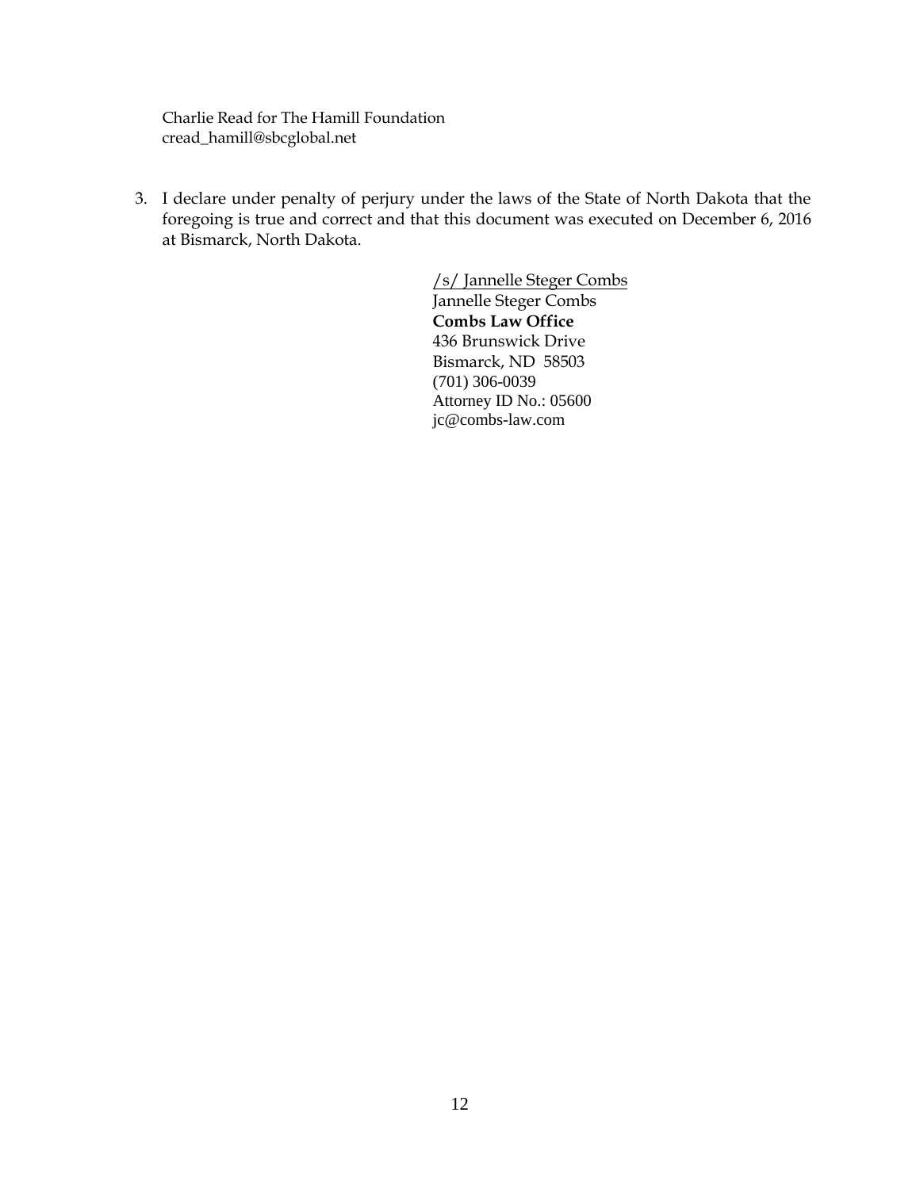Charlie Read for The Hamill Foundation
cread_hamill@sbcglobal.net

3. I declare under penalty of perjury under the laws of the State of North Dakota that the foregoing is true and correct and that this document was executed on December 6, 2016 at Bismarck, North Dakota.

/s/ Jannelle Steger Combs
Jannelle Steger Combs
**Combs Law Office**
436 Brunswick Drive
Bismarck, ND 58503
(701) 306-0039
Attorney ID No.: 05600
jc@combs-law.com